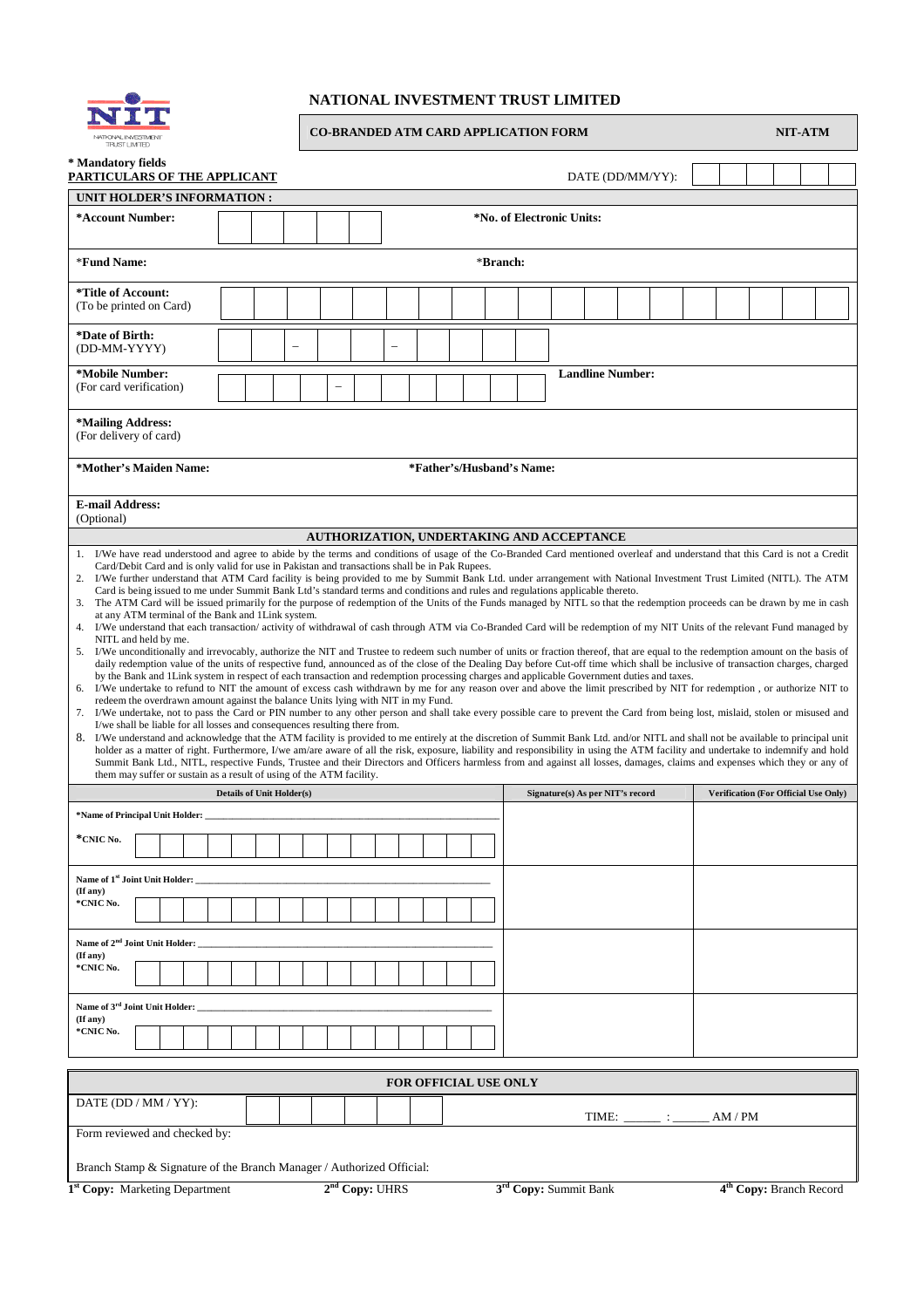# NATIONAL INVESTMENT TRUST LIMITED

**CO-BRANDED ATM CARD APPLICATION FORM** **NIT-ATM**

**\* Mandatory fields**

**PARTICULARS OF THE APPLICANT** DATE (DD/MM/YY):

| **UNIT HOLDER'S INFORMATION :** | |
|---|---|
| **\*Account Number:** | **\*No. of Electronic Units:** |
| **\*Fund Name:** | **\*Branch:** |
| **\*Title of Account:** (To be printed on Card) | |
| **\*Date of Birth:** (DD-MM-YYYY) | – – |
| **\*Mobile Number:** (For card verification) – | **Landline Number:** |
| **\*Mailing Address:** (For delivery of card) | |
| **\*Mother's Maiden Name:** | **\*Father's/Husband's Name:** |
| **E-mail Address:** (Optional) | |

## AUTHORIZATION, UNDERTAKING AND ACCEPTANCE

1. I/We have read understood and agree to abide by the terms and conditions of usage of the Co-Branded Card mentioned overleaf and understand that this Card is not a Credit Card/Debit Card and is only valid for use in Pakistan and transactions shall be in Pak Rupees.
2. I/We further understand that ATM Card facility is being provided to me by Summit Bank Ltd. under arrangement with National Investment Trust Limited (NITL). The ATM Card is being issued to me under Summit Bank Ltd's standard terms and conditions and rules and regulations applicable thereto.
3. The ATM Card will be issued primarily for the purpose of redemption of the Units of the Funds managed by NITL so that the redemption proceeds can be drawn by me in cash at any ATM terminal of the Bank and 1Link system.
4. I/We understand that each transaction/ activity of withdrawal of cash through ATM via Co-Branded Card will be redemption of my NIT Units of the relevant Fund managed by NITL and held by me.
5. I/We unconditionally and irrevocably, authorize the NIT and Trustee to redeem such number of units or fraction thereof, that are equal to the redemption amount on the basis of daily redemption value of the units of respective fund, announced as of the close of the Dealing Day before Cut-off time which shall be inclusive of transaction charges, charged by the Bank and 1Link system in respect of each transaction and redemption processing charges and applicable Government duties and taxes.
6. I/We undertake to refund to NIT the amount of excess cash withdrawn by me for any reason over and above the limit prescribed by NIT for redemption , or authorize NIT to redeem the overdrawn amount against the balance Units lying with NIT in my Fund.
7. I/We undertake, not to pass the Card or PIN number to any other person and shall take every possible care to prevent the Card from being lost, mislaid, stolen or misused and I/we shall be liable for all losses and consequences resulting there from.
8. I/We understand and acknowledge that the ATM facility is provided to me entirely at the discretion of Summit Bank Ltd. and/or NITL and shall not be available to principal unit holder as a matter of right. Furthermore, I/we am/are aware of all the risk, exposure, liability and responsibility in using the ATM facility and undertake to indemnify and hold Summit Bank Ltd., NITL, respective Funds, Trustee and their Directors and Officers harmless from and against all losses, damages, claims and expenses which they or any of them may suffer or sustain as a result of using of the ATM facility.

| **Details of Unit Holder(s)** | **Signature(s) As per NIT's record** | **Verification (For Official Use Only)** |
|---|---|---|
| **\*Name of Principal Unit Holder:** ______________________ <br> **\*CNIC No.** | | |
| **Name of 1st Joint Unit Holder:** ______________________ <br> **(If any)** <br> **\*CNIC No.** | | |
| **Name of 2nd Joint Unit Holder:** ______________________ <br> **(If any)** <br> **\*CNIC No.** | | |
| **Name of 3rd Joint Unit Holder:** ______________________ <br> **(If any)** <br> **\*CNIC No.** | | |

| **FOR OFFICIAL USE ONLY** | |
|---|---|
| DATE (DD / MM / YY): | TIME: ______ : ______ AM / PM |
| Form reviewed and checked by: | |
| Branch Stamp & Signature of the Branch Manager / Authorized Official: | |

**1st Copy:** Marketing Department **2nd Copy:** UHRS **3rd Copy:** Summit Bank **4th Copy:** Branch Record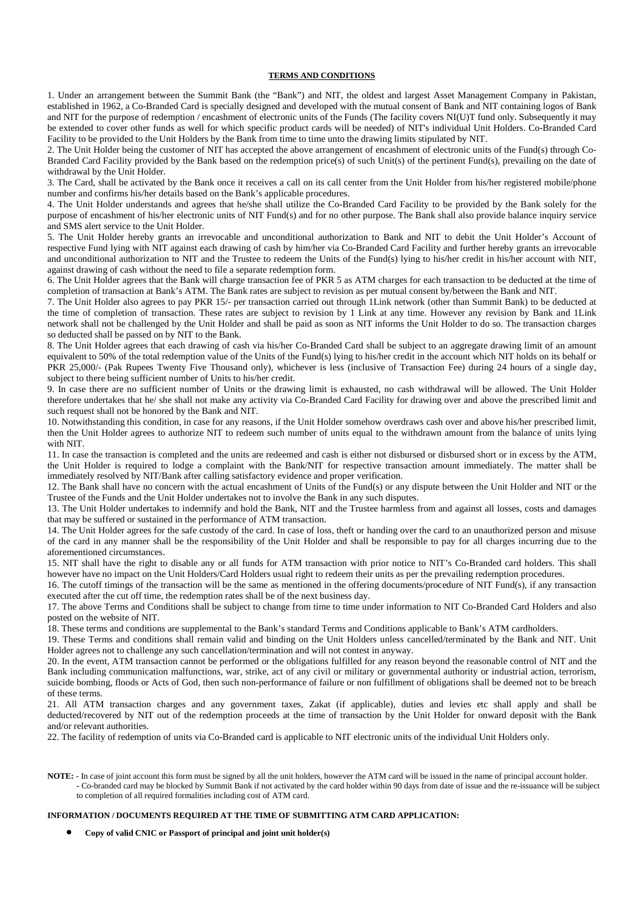**TERMS AND CONDITIONS**

1. Under an arrangement between the Summit Bank (the "Bank") and NIT, the oldest and largest Asset Management Company in Pakistan, established in 1962, a Co-Branded Card is specially designed and developed with the mutual consent of Bank and NIT containing logos of Bank and NIT for the purpose of redemption / encashment of electronic units of the Funds (The facility covers NI(U)T fund only. Subsequently it may be extended to cover other funds as well for which specific product cards will be needed) of NIT's individual Unit Holders. Co-Branded Card Facility to be provided to the Unit Holders by the Bank from time to time unto the drawing limits stipulated by NIT.
2. The Unit Holder being the customer of NIT has accepted the above arrangement of encashment of electronic units of the Fund(s) through Co-Branded Card Facility provided by the Bank based on the redemption price(s) of such Unit(s) of the pertinent Fund(s), prevailing on the date of withdrawal by the Unit Holder.
3. The Card, shall be activated by the Bank once it receives a call on its call center from the Unit Holder from his/her registered mobile/phone number and confirms his/her details based on the Bank's applicable procedures.
4. The Unit Holder understands and agrees that he/she shall utilize the Co-Branded Card Facility to be provided by the Bank solely for the purpose of encashment of his/her electronic units of NIT Fund(s) and for no other purpose. The Bank shall also provide balance inquiry service and SMS alert service to the Unit Holder.
5. The Unit Holder hereby grants an irrevocable and unconditional authorization to Bank and NIT to debit the Unit Holder's Account of respective Fund lying with NIT against each drawing of cash by him/her via Co-Branded Card Facility and further hereby grants an irrevocable and unconditional authorization to NIT and the Trustee to redeem the Units of the Fund(s) lying to his/her credit in his/her account with NIT, against drawing of cash without the need to file a separate redemption form.
6. The Unit Holder agrees that the Bank will charge transaction fee of PKR 5 as ATM charges for each transaction to be deducted at the time of completion of transaction at Bank's ATM. The Bank rates are subject to revision as per mutual consent by/between the Bank and NIT.
7. The Unit Holder also agrees to pay PKR 15/- per transaction carried out through 1Link network (other than Summit Bank) to be deducted at the time of completion of transaction. These rates are subject to revision by 1 Link at any time. However any revision by Bank and 1Link network shall not be challenged by the Unit Holder and shall be paid as soon as NIT informs the Unit Holder to do so. The transaction charges so deducted shall be passed on by NIT to the Bank.
8. The Unit Holder agrees that each drawing of cash via his/her Co-Branded Card shall be subject to an aggregate drawing limit of an amount equivalent to 50% of the total redemption value of the Units of the Fund(s) lying to his/her credit in the account which NIT holds on its behalf or PKR 25,000/- (Pak Rupees Twenty Five Thousand only), whichever is less (inclusive of Transaction Fee) during 24 hours of a single day, subject to there being sufficient number of Units to his/her credit.
9. In case there are no sufficient number of Units or the drawing limit is exhausted, no cash withdrawal will be allowed. The Unit Holder therefore undertakes that he/ she shall not make any activity via Co-Branded Card Facility for drawing over and above the prescribed limit and such request shall not be honored by the Bank and NIT.
10. Notwithstanding this condition, in case for any reasons, if the Unit Holder somehow overdraws cash over and above his/her prescribed limit, then the Unit Holder agrees to authorize NIT to redeem such number of units equal to the withdrawn amount from the balance of units lying with NIT.
11. In case the transaction is completed and the units are redeemed and cash is either not disbursed or disbursed short or in excess by the ATM, the Unit Holder is required to lodge a complaint with the Bank/NIT for respective transaction amount immediately. The matter shall be immediately resolved by NIT/Bank after calling satisfactory evidence and proper verification.
12. The Bank shall have no concern with the actual encashment of Units of the Fund(s) or any dispute between the Unit Holder and NIT or the Trustee of the Funds and the Unit Holder undertakes not to involve the Bank in any such disputes.
13. The Unit Holder undertakes to indemnify and hold the Bank, NIT and the Trustee harmless from and against all losses, costs and damages that may be suffered or sustained in the performance of ATM transaction.
14. The Unit Holder agrees for the safe custody of the card. In case of loss, theft or handing over the card to an unauthorized person and misuse of the card in any manner shall be the responsibility of the Unit Holder and shall be responsible to pay for all charges incurring due to the aforementioned circumstances.
15. NIT shall have the right to disable any or all funds for ATM transaction with prior notice to NIT's Co-Branded card holders. This shall however have no impact on the Unit Holders/Card Holders usual right to redeem their units as per the prevailing redemption procedures.
16. The cutoff timings of the transaction will be the same as mentioned in the offering documents/procedure of NIT Fund(s), if any transaction executed after the cut off time, the redemption rates shall be of the next business day.
17. The above Terms and Conditions shall be subject to change from time to time under information to NIT Co-Branded Card Holders and also posted on the website of NIT.
18. These terms and conditions are supplemental to the Bank's standard Terms and Conditions applicable to Bank's ATM cardholders.
19. These Terms and conditions shall remain valid and binding on the Unit Holders unless cancelled/terminated by the Bank and NIT. Unit Holder agrees not to challenge any such cancellation/termination and will not contest in anyway.
20. In the event, ATM transaction cannot be performed or the obligations fulfilled for any reason beyond the reasonable control of NIT and the Bank including communication malfunctions, war, strike, act of any civil or military or governmental authority or industrial action, terrorism, suicide bombing, floods or Acts of God, then such non-performance of failure or non fulfillment of obligations shall be deemed not to be breach of these terms.
21. All ATM transaction charges and any government taxes, Zakat (if applicable), duties and levies etc shall apply and shall be deducted/recovered by NIT out of the redemption proceeds at the time of transaction by the Unit Holder for onward deposit with the Bank and/or relevant authorities.
22. The facility of redemption of units via Co-Branded card is applicable to NIT electronic units of the individual Unit Holders only.

**NOTE:** - In case of joint account this form must be signed by all the unit holders, however the ATM card will be issued in the name of principal account holder.
- Co-branded card may be blocked by Summit Bank if not activated by the card holder within 90 days from date of issue and the re-issuance will be subject to completion of all required formalities including cost of ATM card.

**INFORMATION / DOCUMENTS REQUIRED AT THE TIME OF SUBMITTING ATM CARD APPLICATION:**

- **Copy of valid CNIC or Passport of principal and joint unit holder(s)**